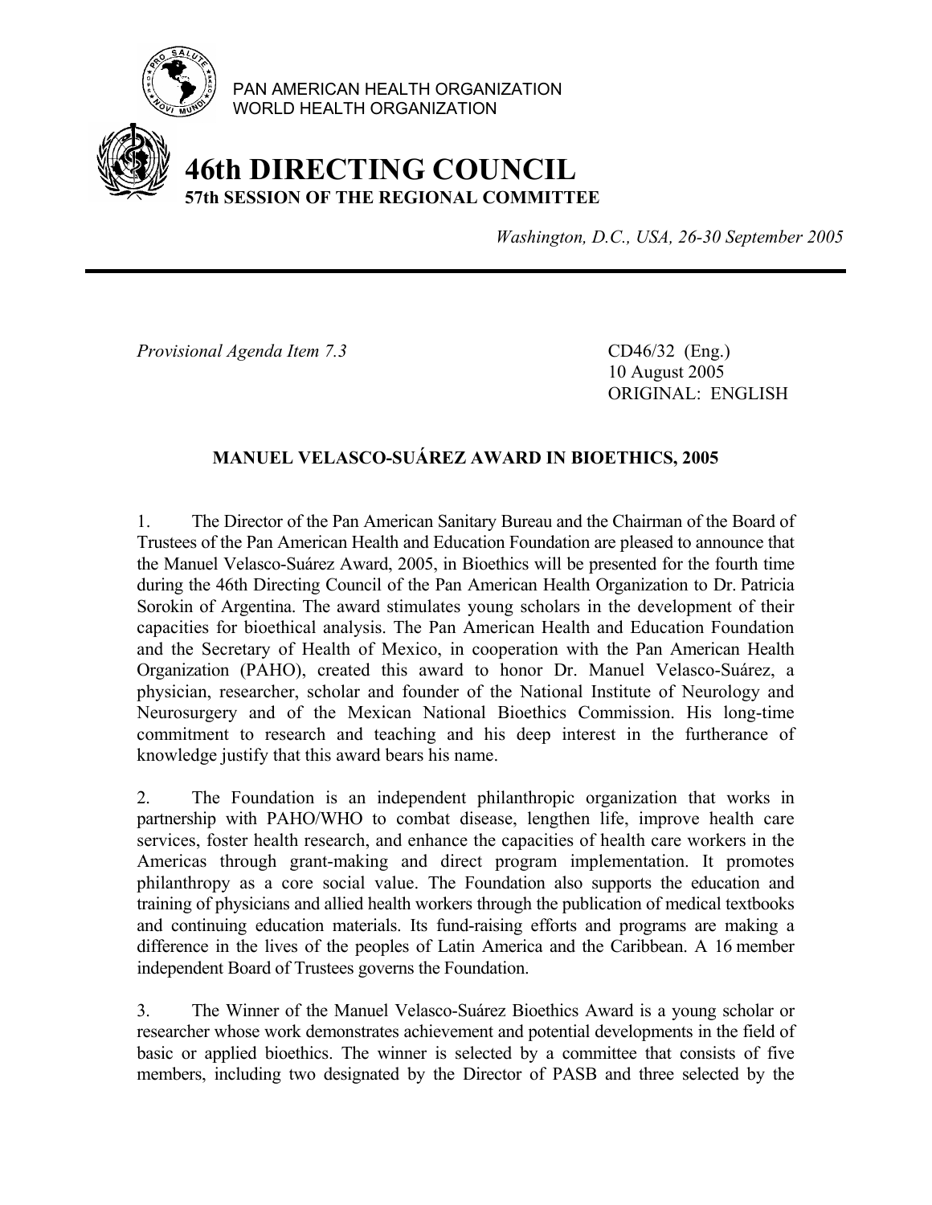PAN AMERICAN HEALTH ORGANIZATION
WORLD HEALTH ORGANIZATION

# 46th DIRECTING COUNCIL

**57th SESSION OF THE REGIONAL COMMITTEE**

*Washington, D.C., USA, 26-30 September 2005*

---

*Provisional Agenda Item 7.3*

CD46/32 (Eng.)
10 August 2005
ORIGINAL: ENGLISH

## MANUEL VELASCO-SUÁREZ AWARD IN BIOETHICS, 2005

1. The Director of the Pan American Sanitary Bureau and the Chairman of the Board of Trustees of the Pan American Health and Education Foundation are pleased to announce that the Manuel Velasco-Suárez Award, 2005, in Bioethics will be presented for the fourth time during the 46th Directing Council of the Pan American Health Organization to Dr. Patricia Sorokin of Argentina. The award stimulates young scholars in the development of their capacities for bioethical analysis. The Pan American Health and Education Foundation and the Secretary of Health of Mexico, in cooperation with the Pan American Health Organization (PAHO), created this award to honor Dr. Manuel Velasco-Suárez, a physician, researcher, scholar and founder of the National Institute of Neurology and Neurosurgery and of the Mexican National Bioethics Commission. His long-time commitment to research and teaching and his deep interest in the furtherance of knowledge justify that this award bears his name.

2. The Foundation is an independent philanthropic organization that works in partnership with PAHO/WHO to combat disease, lengthen life, improve health care services, foster health research, and enhance the capacities of health care workers in the Americas through grant-making and direct program implementation. It promotes philanthropy as a core social value. The Foundation also supports the education and training of physicians and allied health workers through the publication of medical textbooks and continuing education materials. Its fund-raising efforts and programs are making a difference in the lives of the peoples of Latin America and the Caribbean. A 16 member independent Board of Trustees governs the Foundation.

3. The Winner of the Manuel Velasco-Suárez Bioethics Award is a young scholar or researcher whose work demonstrates achievement and potential developments in the field of basic or applied bioethics. The winner is selected by a committee that consists of five members, including two designated by the Director of PASB and three selected by the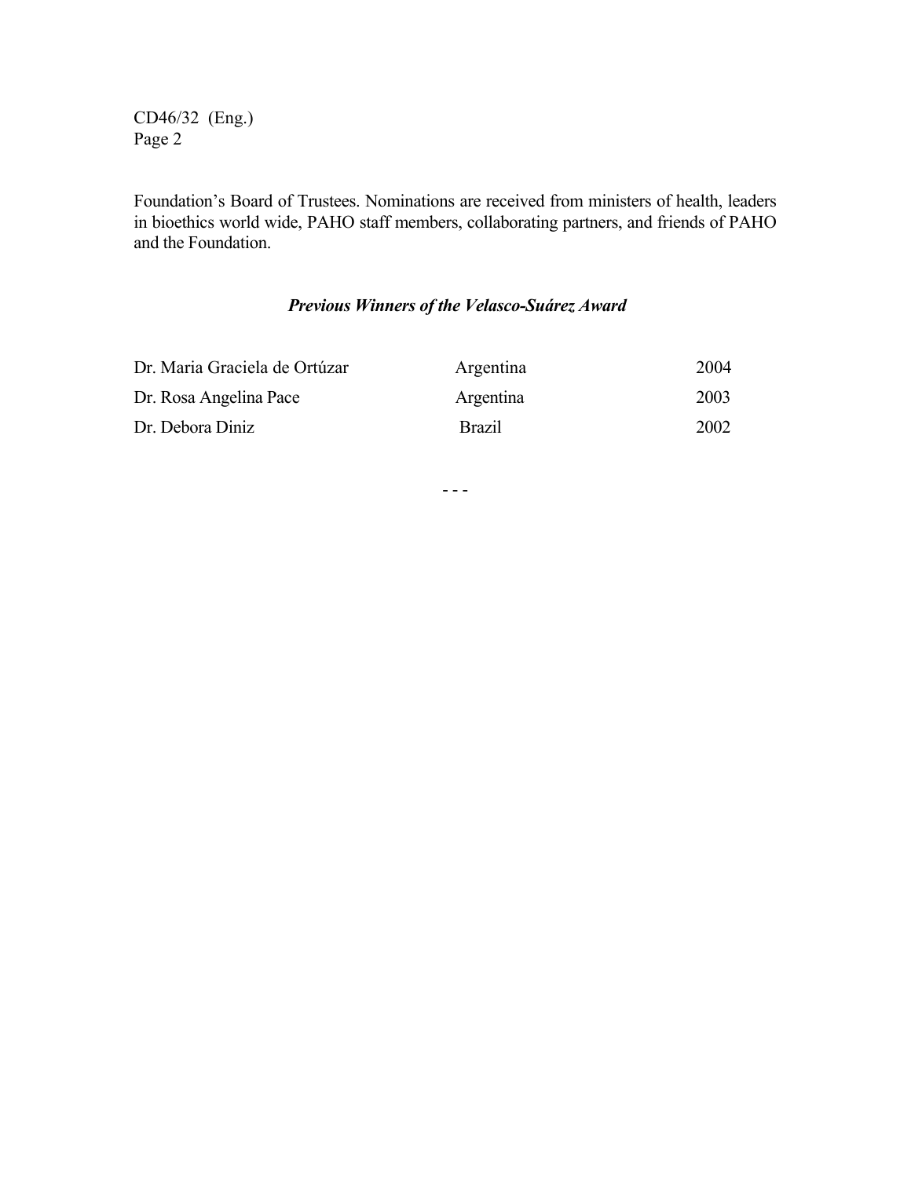Foundation's Board of Trustees. Nominations are received from ministers of health, leaders in bioethics world wide, PAHO staff members, collaborating partners, and friends of PAHO and the Foundation.

### *Previous Winners of the Velasco-Suárez Award*

| | | |
|---|---|---|
| Dr. Maria Graciela de Ortúzar | Argentina | 2004 |
| Dr. Rosa Angelina Pace | Argentina | 2003 |
| Dr. Debora Diniz | Brazil | 2002 |

- - -